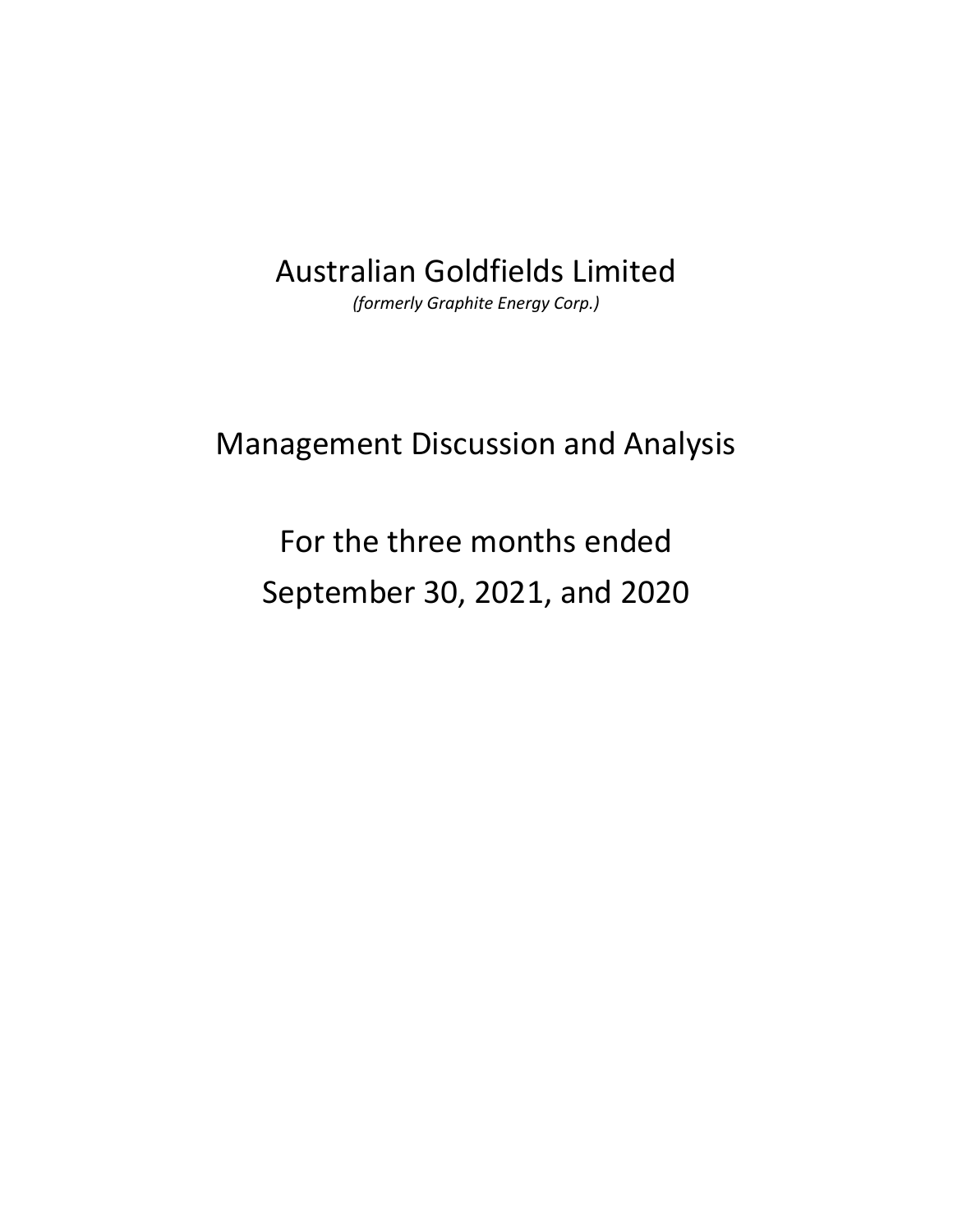# Australian Goldfields Limited

*(formerly Graphite Energy Corp.)*

# Management Discussion and Analysis

# For the three months ended September 30, 2021, and 2020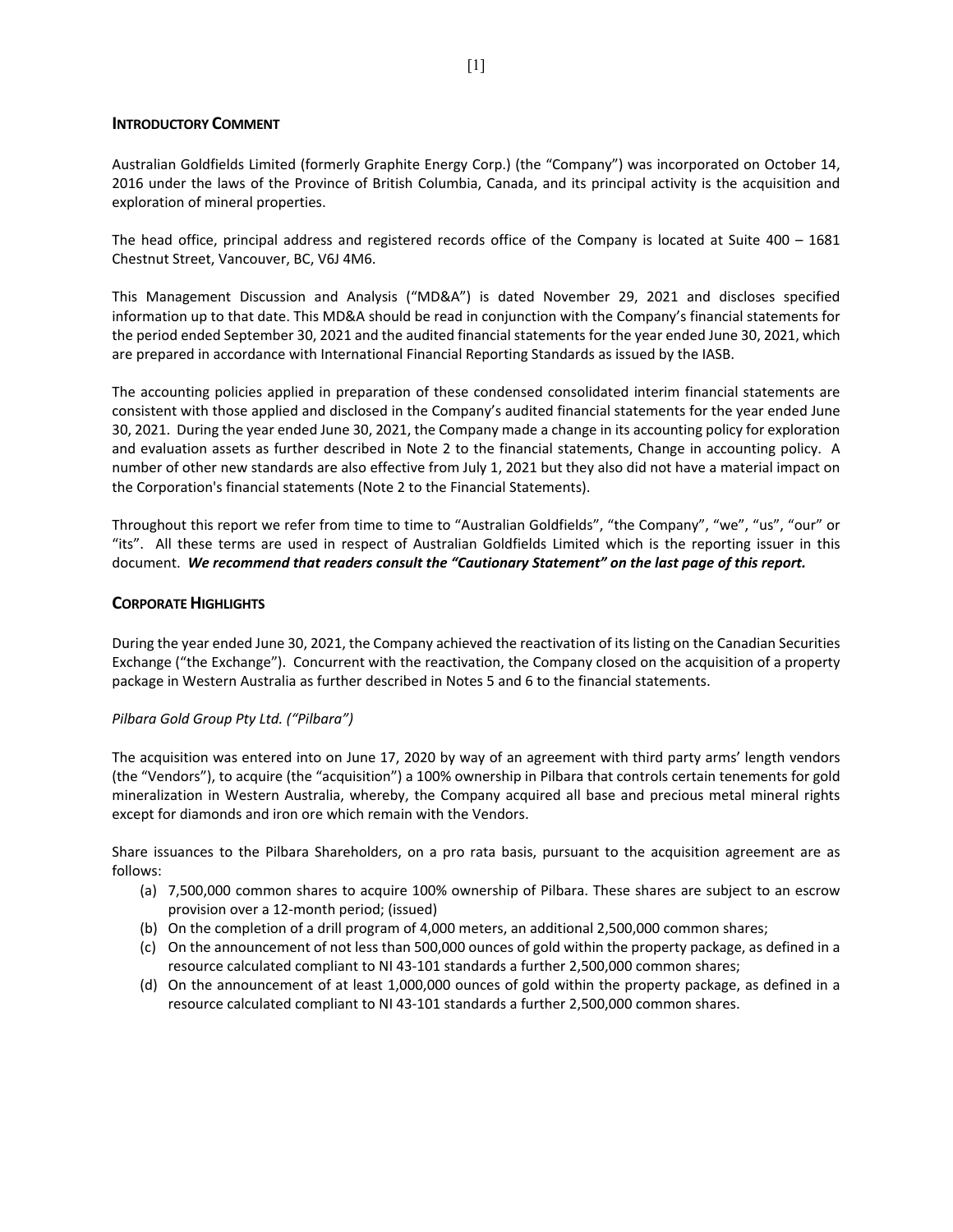## INTRODUCTORY COMMENT

Australian Goldfields Limited (formerly Graphite Energy Corp.) (the "Company") was incorporated on October 14, 2016 under the laws of the Province of British Columbia, Canada, and its principal activity is the acquisition and exploration of mineral properties.

The head office, principal address and registered records office of the Company is located at Suite 400 – 1681 Chestnut Street, Vancouver, BC, V6J 4M6.

This Management Discussion and Analysis ("MD&A") is dated November 29, 2021 and discloses specified information up to that date. This MD&A should be read in conjunction with the Company's financial statements for the period ended September 30, 2021 and the audited financial statements for the year ended June 30, 2021, which are prepared in accordance with International Financial Reporting Standards as issued by the IASB.

The accounting policies applied in preparation of these condensed consolidated interim financial statements are consistent with those applied and disclosed in the Company's audited financial statements for the year ended June 30, 2021. During the year ended June 30, 2021, the Company made a change in its accounting policy for exploration and evaluation assets as further described in Note 2 to the financial statements, Change in accounting policy. A number of other new standards are also effective from July 1, 2021 but they also did not have a material impact on the Corporation's financial statements (Note 2 to the Financial Statements).

Throughout this report we refer from time to time to "Australian Goldfields", "the Company", "we", "us", "our" or "its". All these terms are used in respect of Australian Goldfields Limited which is the reporting issuer in this document. ***We recommend that readers consult the "Cautionary Statement" on the last page of this report.***

## CORPORATE HIGHLIGHTS

During the year ended June 30, 2021, the Company achieved the reactivation of its listing on the Canadian Securities Exchange ("the Exchange"). Concurrent with the reactivation, the Company closed on the acquisition of a property package in Western Australia as further described in Notes 5 and 6 to the financial statements.

*Pilbara Gold Group Pty Ltd. ("Pilbara")*

The acquisition was entered into on June 17, 2020 by way of an agreement with third party arms' length vendors (the "Vendors"), to acquire (the "acquisition") a 100% ownership in Pilbara that controls certain tenements for gold mineralization in Western Australia, whereby, the Company acquired all base and precious metal mineral rights except for diamonds and iron ore which remain with the Vendors.

Share issuances to the Pilbara Shareholders, on a pro rata basis, pursuant to the acquisition agreement are as follows:

(a) 7,500,000 common shares to acquire 100% ownership of Pilbara. These shares are subject to an escrow provision over a 12-month period; (issued)
(b) On the completion of a drill program of 4,000 meters, an additional 2,500,000 common shares;
(c) On the announcement of not less than 500,000 ounces of gold within the property package, as defined in a resource calculated compliant to NI 43-101 standards a further 2,500,000 common shares;
(d) On the announcement of at least 1,000,000 ounces of gold within the property package, as defined in a resource calculated compliant to NI 43-101 standards a further 2,500,000 common shares.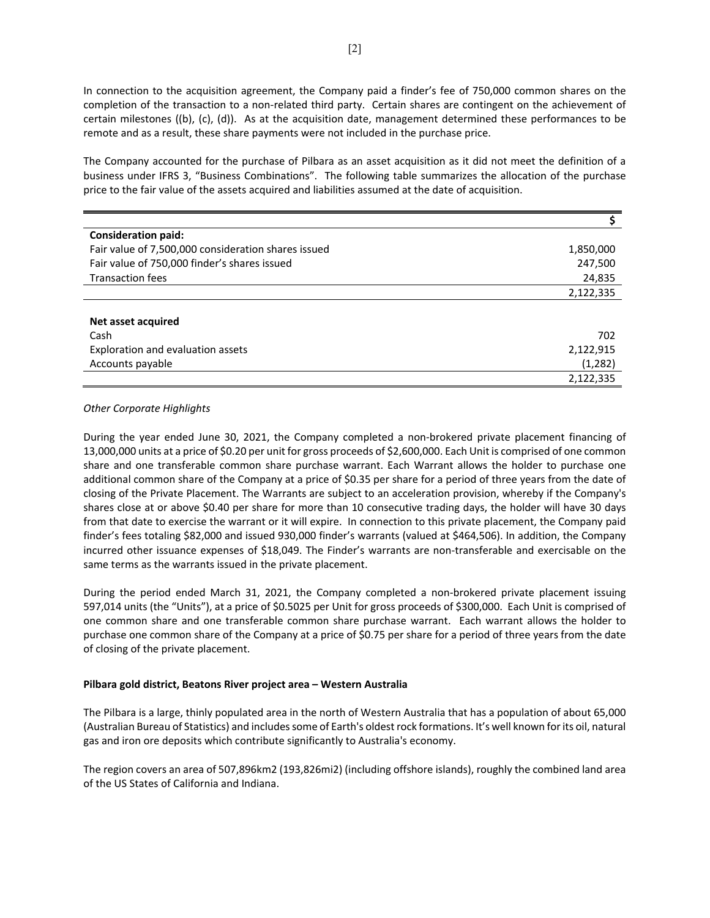In connection to the acquisition agreement, the Company paid a finder's fee of 750,000 common shares on the completion of the transaction to a non-related third party. Certain shares are contingent on the achievement of certain milestones ((b), (c), (d)). As at the acquisition date, management determined these performances to be remote and as a result, these share payments were not included in the purchase price.

The Company accounted for the purchase of Pilbara as an asset acquisition as it did not meet the definition of a business under IFRS 3, "Business Combinations". The following table summarizes the allocation of the purchase price to the fair value of the assets acquired and liabilities assumed at the date of acquisition.

| | $ |
|---|---|
| **Consideration paid:** | |
| Fair value of 7,500,000 consideration shares issued | 1,850,000 |
| Fair value of 750,000 finder's shares issued | 247,500 |
| Transaction fees | 24,835 |
| | 2,122,335 |
| | |
| **Net asset acquired** | |
| Cash | 702 |
| Exploration and evaluation assets | 2,122,915 |
| Accounts payable | (1,282) |
| | 2,122,335 |

*Other Corporate Highlights*

During the year ended June 30, 2021, the Company completed a non-brokered private placement financing of 13,000,000 units at a price of $0.20 per unit for gross proceeds of $2,600,000. Each Unit is comprised of one common share and one transferable common share purchase warrant. Each Warrant allows the holder to purchase one additional common share of the Company at a price of $0.35 per share for a period of three years from the date of closing of the Private Placement. The Warrants are subject to an acceleration provision, whereby if the Company's shares close at or above $0.40 per share for more than 10 consecutive trading days, the holder will have 30 days from that date to exercise the warrant or it will expire. In connection to this private placement, the Company paid finder's fees totaling $82,000 and issued 930,000 finder's warrants (valued at $464,506). In addition, the Company incurred other issuance expenses of $18,049. The Finder's warrants are non-transferable and exercisable on the same terms as the warrants issued in the private placement.

During the period ended March 31, 2021, the Company completed a non-brokered private placement issuing 597,014 units (the "Units"), at a price of $0.5025 per Unit for gross proceeds of $300,000. Each Unit is comprised of one common share and one transferable common share purchase warrant. Each warrant allows the holder to purchase one common share of the Company at a price of $0.75 per share for a period of three years from the date of closing of the private placement.

**Pilbara gold district, Beatons River project area – Western Australia**

The Pilbara is a large, thinly populated area in the north of Western Australia that has a population of about 65,000 (Australian Bureau of Statistics) and includes some of Earth's oldest rock formations. It's well known for its oil, natural gas and iron ore deposits which contribute significantly to Australia's economy.

The region covers an area of 507,896km2 (193,826mi2) (including offshore islands), roughly the combined land area of the US States of California and Indiana.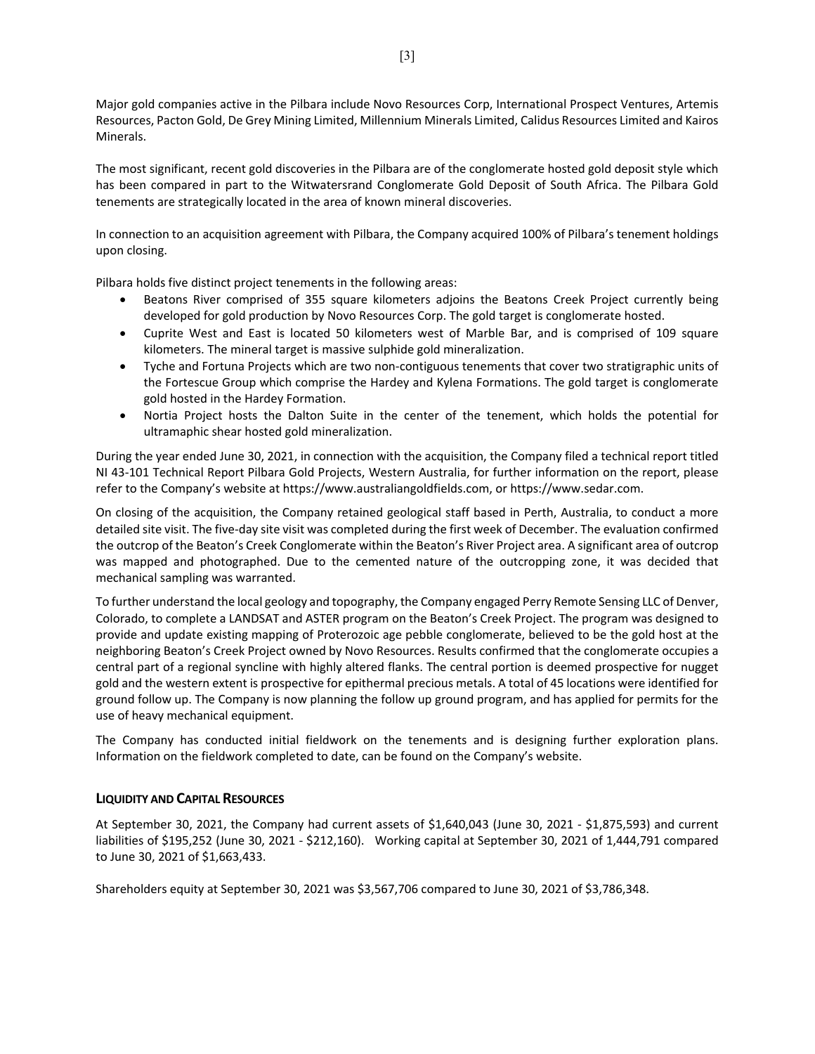Major gold companies active in the Pilbara include Novo Resources Corp, International Prospect Ventures, Artemis Resources, Pacton Gold, De Grey Mining Limited, Millennium Minerals Limited, Calidus Resources Limited and Kairos Minerals.

The most significant, recent gold discoveries in the Pilbara are of the conglomerate hosted gold deposit style which has been compared in part to the Witwatersrand Conglomerate Gold Deposit of South Africa. The Pilbara Gold tenements are strategically located in the area of known mineral discoveries.

In connection to an acquisition agreement with Pilbara, the Company acquired 100% of Pilbara's tenement holdings upon closing.

Pilbara holds five distinct project tenements in the following areas:

- Beatons River comprised of 355 square kilometers adjoins the Beatons Creek Project currently being developed for gold production by Novo Resources Corp. The gold target is conglomerate hosted.
- Cuprite West and East is located 50 kilometers west of Marble Bar, and is comprised of 109 square kilometers. The mineral target is massive sulphide gold mineralization.
- Tyche and Fortuna Projects which are two non-contiguous tenements that cover two stratigraphic units of the Fortescue Group which comprise the Hardey and Kylena Formations. The gold target is conglomerate gold hosted in the Hardey Formation.
- Nortia Project hosts the Dalton Suite in the center of the tenement, which holds the potential for ultramaphic shear hosted gold mineralization.

During the year ended June 30, 2021, in connection with the acquisition, the Company filed a technical report titled NI 43-101 Technical Report Pilbara Gold Projects, Western Australia, for further information on the report, please refer to the Company's website at https://www.australiangoldfields.com, or https://www.sedar.com.

On closing of the acquisition, the Company retained geological staff based in Perth, Australia, to conduct a more detailed site visit. The five-day site visit was completed during the first week of December. The evaluation confirmed the outcrop of the Beaton's Creek Conglomerate within the Beaton's River Project area. A significant area of outcrop was mapped and photographed. Due to the cemented nature of the outcropping zone, it was decided that mechanical sampling was warranted.

To further understand the local geology and topography, the Company engaged Perry Remote Sensing LLC of Denver, Colorado, to complete a LANDSAT and ASTER program on the Beaton's Creek Project. The program was designed to provide and update existing mapping of Proterozoic age pebble conglomerate, believed to be the gold host at the neighboring Beaton's Creek Project owned by Novo Resources. Results confirmed that the conglomerate occupies a central part of a regional syncline with highly altered flanks. The central portion is deemed prospective for nugget gold and the western extent is prospective for epithermal precious metals. A total of 45 locations were identified for ground follow up. The Company is now planning the follow up ground program, and has applied for permits for the use of heavy mechanical equipment.

The Company has conducted initial fieldwork on the tenements and is designing further exploration plans. Information on the fieldwork completed to date, can be found on the Company's website.

## LIQUIDITY AND CAPITAL RESOURCES

At September 30, 2021, the Company had current assets of $1,640,043 (June 30, 2021 - $1,875,593) and current liabilities of $195,252 (June 30, 2021 - $212,160). Working capital at September 30, 2021 of 1,444,791 compared to June 30, 2021 of $1,663,433.

Shareholders equity at September 30, 2021 was $3,567,706 compared to June 30, 2021 of $3,786,348.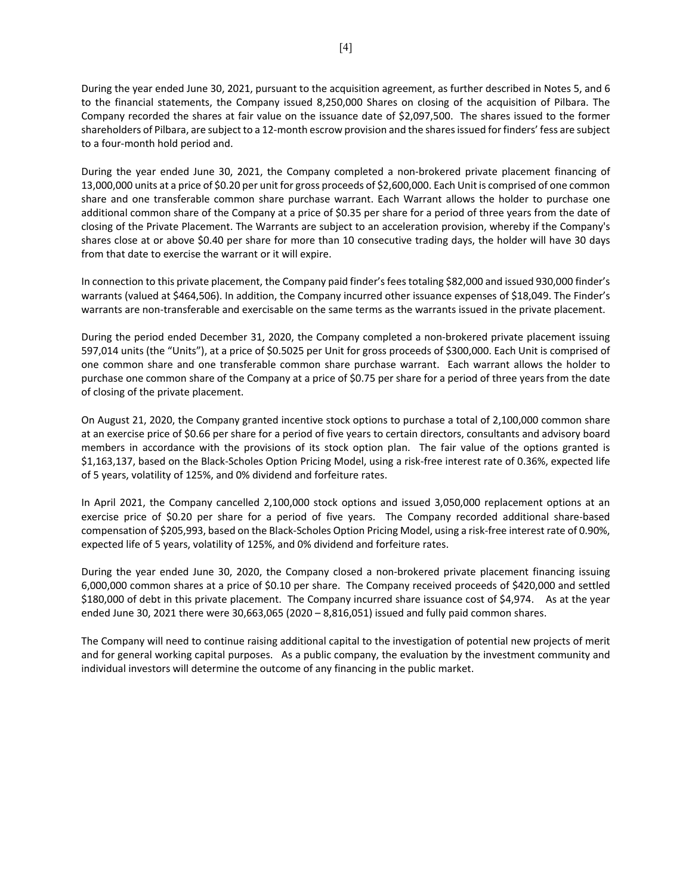During the year ended June 30, 2021, pursuant to the acquisition agreement, as further described in Notes 5, and 6 to the financial statements, the Company issued 8,250,000 Shares on closing of the acquisition of Pilbara. The Company recorded the shares at fair value on the issuance date of $2,097,500. The shares issued to the former shareholders of Pilbara, are subject to a 12-month escrow provision and the shares issued for finders' fess are subject to a four-month hold period and.

During the year ended June 30, 2021, the Company completed a non-brokered private placement financing of 13,000,000 units at a price of $0.20 per unit for gross proceeds of $2,600,000. Each Unit is comprised of one common share and one transferable common share purchase warrant. Each Warrant allows the holder to purchase one additional common share of the Company at a price of $0.35 per share for a period of three years from the date of closing of the Private Placement. The Warrants are subject to an acceleration provision, whereby if the Company's shares close at or above $0.40 per share for more than 10 consecutive trading days, the holder will have 30 days from that date to exercise the warrant or it will expire.

In connection to this private placement, the Company paid finder's fees totaling $82,000 and issued 930,000 finder's warrants (valued at $464,506). In addition, the Company incurred other issuance expenses of $18,049. The Finder's warrants are non-transferable and exercisable on the same terms as the warrants issued in the private placement.

During the period ended December 31, 2020, the Company completed a non-brokered private placement issuing 597,014 units (the "Units"), at a price of $0.5025 per Unit for gross proceeds of $300,000. Each Unit is comprised of one common share and one transferable common share purchase warrant. Each warrant allows the holder to purchase one common share of the Company at a price of $0.75 per share for a period of three years from the date of closing of the private placement.

On August 21, 2020, the Company granted incentive stock options to purchase a total of 2,100,000 common share at an exercise price of $0.66 per share for a period of five years to certain directors, consultants and advisory board members in accordance with the provisions of its stock option plan. The fair value of the options granted is $1,163,137, based on the Black-Scholes Option Pricing Model, using a risk-free interest rate of 0.36%, expected life of 5 years, volatility of 125%, and 0% dividend and forfeiture rates.

In April 2021, the Company cancelled 2,100,000 stock options and issued 3,050,000 replacement options at an exercise price of $0.20 per share for a period of five years. The Company recorded additional share-based compensation of $205,993, based on the Black-Scholes Option Pricing Model, using a risk-free interest rate of 0.90%, expected life of 5 years, volatility of 125%, and 0% dividend and forfeiture rates.

During the year ended June 30, 2020, the Company closed a non-brokered private placement financing issuing 6,000,000 common shares at a price of $0.10 per share. The Company received proceeds of $420,000 and settled $180,000 of debt in this private placement. The Company incurred share issuance cost of $4,974. As at the year ended June 30, 2021 there were 30,663,065 (2020 – 8,816,051) issued and fully paid common shares.

The Company will need to continue raising additional capital to the investigation of potential new projects of merit and for general working capital purposes. As a public company, the evaluation by the investment community and individual investors will determine the outcome of any financing in the public market.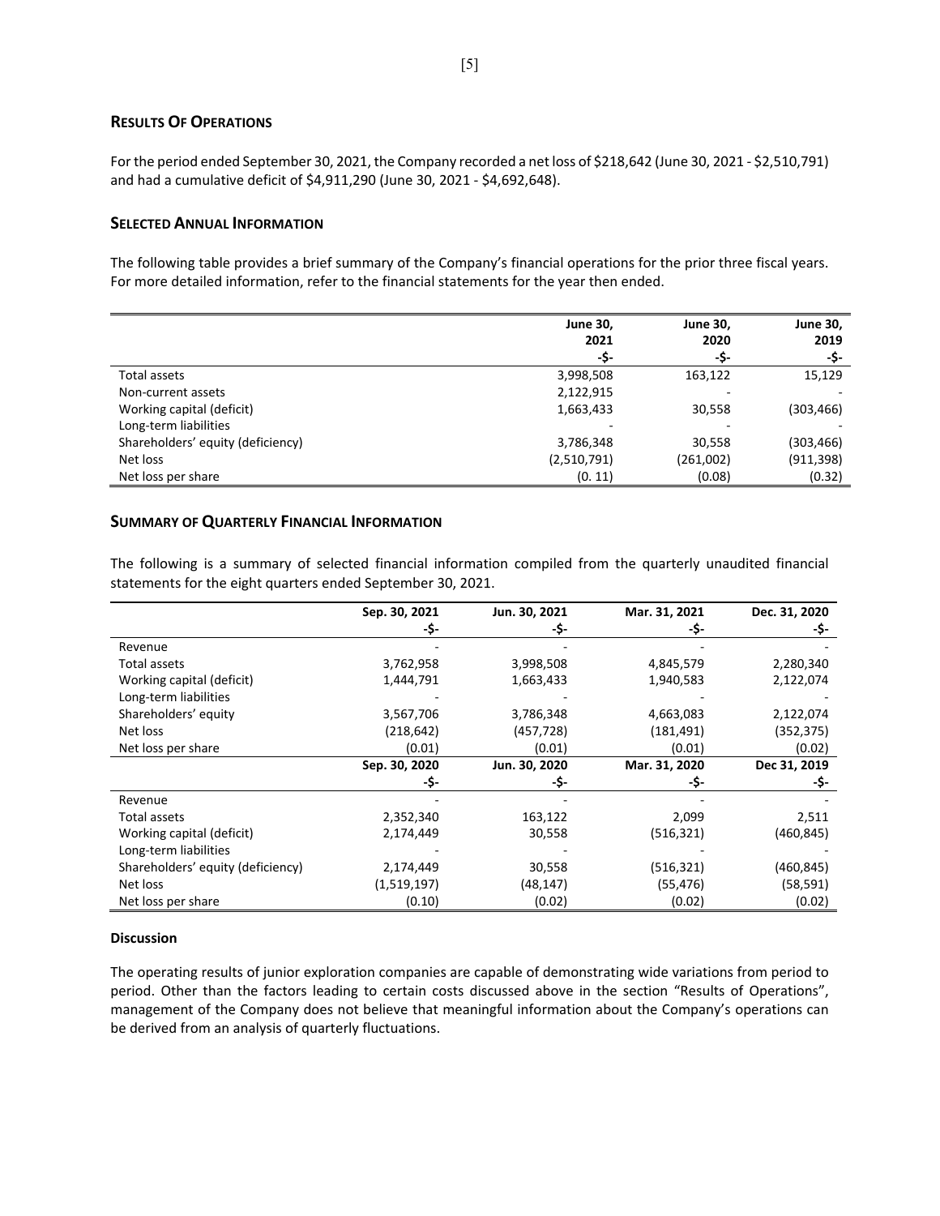## Results Of Operations

For the period ended September 30, 2021, the Company recorded a net loss of $218,642 (June 30, 2021 - $2,510,791) and had a cumulative deficit of $4,911,290 (June 30, 2021 - $4,692,648).

## Selected Annual Information

The following table provides a brief summary of the Company's financial operations for the prior three fiscal years. For more detailed information, refer to the financial statements for the year then ended.

| | June 30, 2021 -$- | June 30, 2020 -$- | June 30, 2019 -$- |
|---|---|---|---|
| Total assets | 3,998,508 | 163,122 | 15,129 |
| Non-current assets | 2,122,915 | - | - |
| Working capital (deficit) | 1,663,433 | 30,558 | (303,466) |
| Long-term liabilities | - | - | - |
| Shareholders' equity (deficiency) | 3,786,348 | 30,558 | (303,466) |
| Net loss | (2,510,791) | (261,002) | (911,398) |
| Net loss per share | (0. 11) | (0.08) | (0.32) |

## Summary of Quarterly Financial Information

The following is a summary of selected financial information compiled from the quarterly unaudited financial statements for the eight quarters ended September 30, 2021.

| | Sep. 30, 2021 -$- | Jun. 30, 2021 -$- | Mar. 31, 2021 -$- | Dec. 31, 2020 -$- |
|---|---|---|---|---|
| Revenue | - | - | - | - |
| Total assets | 3,762,958 | 3,998,508 | 4,845,579 | 2,280,340 |
| Working capital (deficit) | 1,444,791 | 1,663,433 | 1,940,583 | 2,122,074 |
| Long-term liabilities | - | - | - | - |
| Shareholders' equity | 3,567,706 | 3,786,348 | 4,663,083 | 2,122,074 |
| Net loss | (218,642) | (457,728) | (181,491) | (352,375) |
| Net loss per share | (0.01) | (0.01) | (0.01) | (0.02) |
| | **Sep. 30, 2020 -$-** | **Jun. 30, 2020 -$-** | **Mar. 31, 2020 -$-** | **Dec 31, 2019 -$-** |
| Revenue | - | - | - | - |
| Total assets | 2,352,340 | 163,122 | 2,099 | 2,511 |
| Working capital (deficit) | 2,174,449 | 30,558 | (516,321) | (460,845) |
| Long-term liabilities | - | - | - | - |
| Shareholders' equity (deficiency) | 2,174,449 | 30,558 | (516,321) | (460,845) |
| Net loss | (1,519,197) | (48,147) | (55,476) | (58,591) |
| Net loss per share | (0.10) | (0.02) | (0.02) | (0.02) |

**Discussion**

The operating results of junior exploration companies are capable of demonstrating wide variations from period to period. Other than the factors leading to certain costs discussed above in the section "Results of Operations", management of the Company does not believe that meaningful information about the Company's operations can be derived from an analysis of quarterly fluctuations.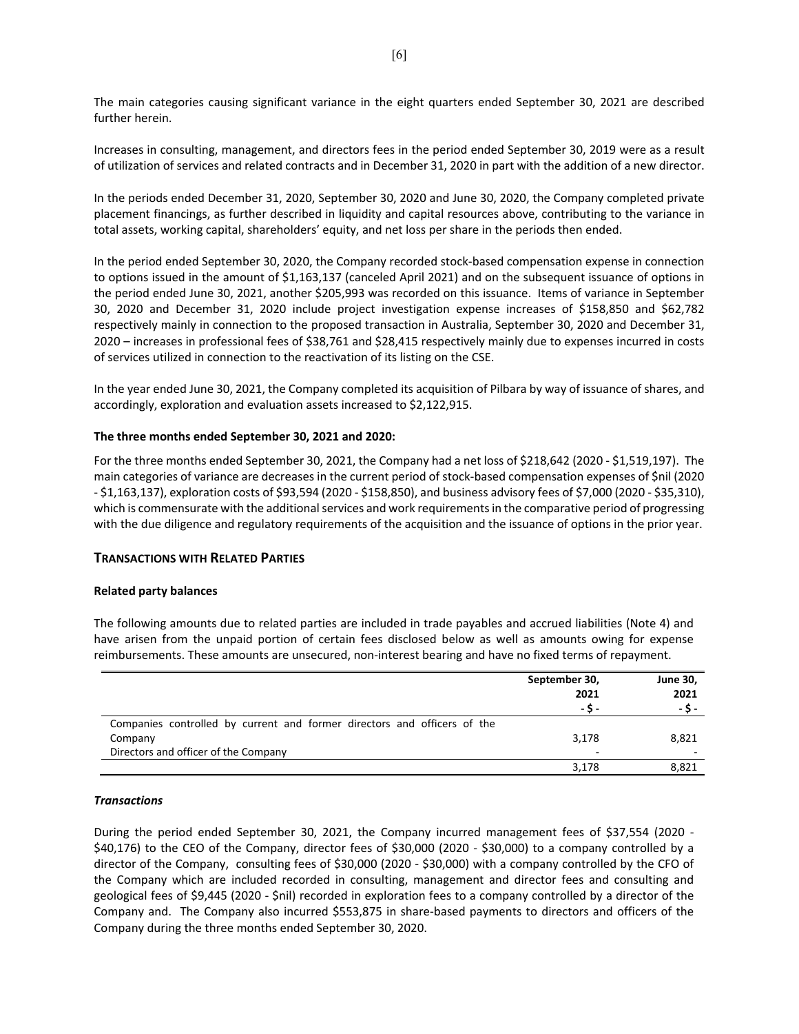The main categories causing significant variance in the eight quarters ended September 30, 2021 are described further herein.

Increases in consulting, management, and directors fees in the period ended September 30, 2019 were as a result of utilization of services and related contracts and in December 31, 2020 in part with the addition of a new director.

In the periods ended December 31, 2020, September 30, 2020 and June 30, 2020, the Company completed private placement financings, as further described in liquidity and capital resources above, contributing to the variance in total assets, working capital, shareholders' equity, and net loss per share in the periods then ended.

In the period ended September 30, 2020, the Company recorded stock-based compensation expense in connection to options issued in the amount of $1,163,137 (canceled April 2021) and on the subsequent issuance of options in the period ended June 30, 2021, another $205,993 was recorded on this issuance. Items of variance in September 30, 2020 and December 31, 2020 include project investigation expense increases of $158,850 and $62,782 respectively mainly in connection to the proposed transaction in Australia, September 30, 2020 and December 31, 2020 – increases in professional fees of $38,761 and $28,415 respectively mainly due to expenses incurred in costs of services utilized in connection to the reactivation of its listing on the CSE.

In the year ended June 30, 2021, the Company completed its acquisition of Pilbara by way of issuance of shares, and accordingly, exploration and evaluation assets increased to $2,122,915.

**The three months ended September 30, 2021 and 2020:**

For the three months ended September 30, 2021, the Company had a net loss of $218,642 (2020 - $1,519,197). The main categories of variance are decreases in the current period of stock-based compensation expenses of $nil (2020 - $1,163,137), exploration costs of $93,594 (2020 - $158,850), and business advisory fees of $7,000 (2020 - $35,310), which is commensurate with the additional services and work requirements in the comparative period of progressing with the due diligence and regulatory requirements of the acquisition and the issuance of options in the prior year.

## TRANSACTIONS WITH RELATED PARTIES

**Related party balances**

The following amounts due to related parties are included in trade payables and accrued liabilities (Note 4) and have arisen from the unpaid portion of certain fees disclosed below as well as amounts owing for expense reimbursements. These amounts are unsecured, non-interest bearing and have no fixed terms of repayment.

| | September 30, 2021 - $ - | June 30, 2021 - $ - |
|---|---|---|
| Companies controlled by current and former directors and officers of the Company | 3,178 | 8,821 |
| Directors and officer of the Company | - | - |
| | 3,178 | 8,821 |

***Transactions***

During the period ended September 30, 2021, the Company incurred management fees of $37,554 (2020 - $40,176) to the CEO of the Company, director fees of $30,000 (2020 - $30,000) to a company controlled by a director of the Company, consulting fees of $30,000 (2020 - $30,000) with a company controlled by the CFO of the Company which are included recorded in consulting, management and director fees and consulting and geological fees of $9,445 (2020 - $nil) recorded in exploration fees to a company controlled by a director of the Company and. The Company also incurred $553,875 in share-based payments to directors and officers of the Company during the three months ended September 30, 2020.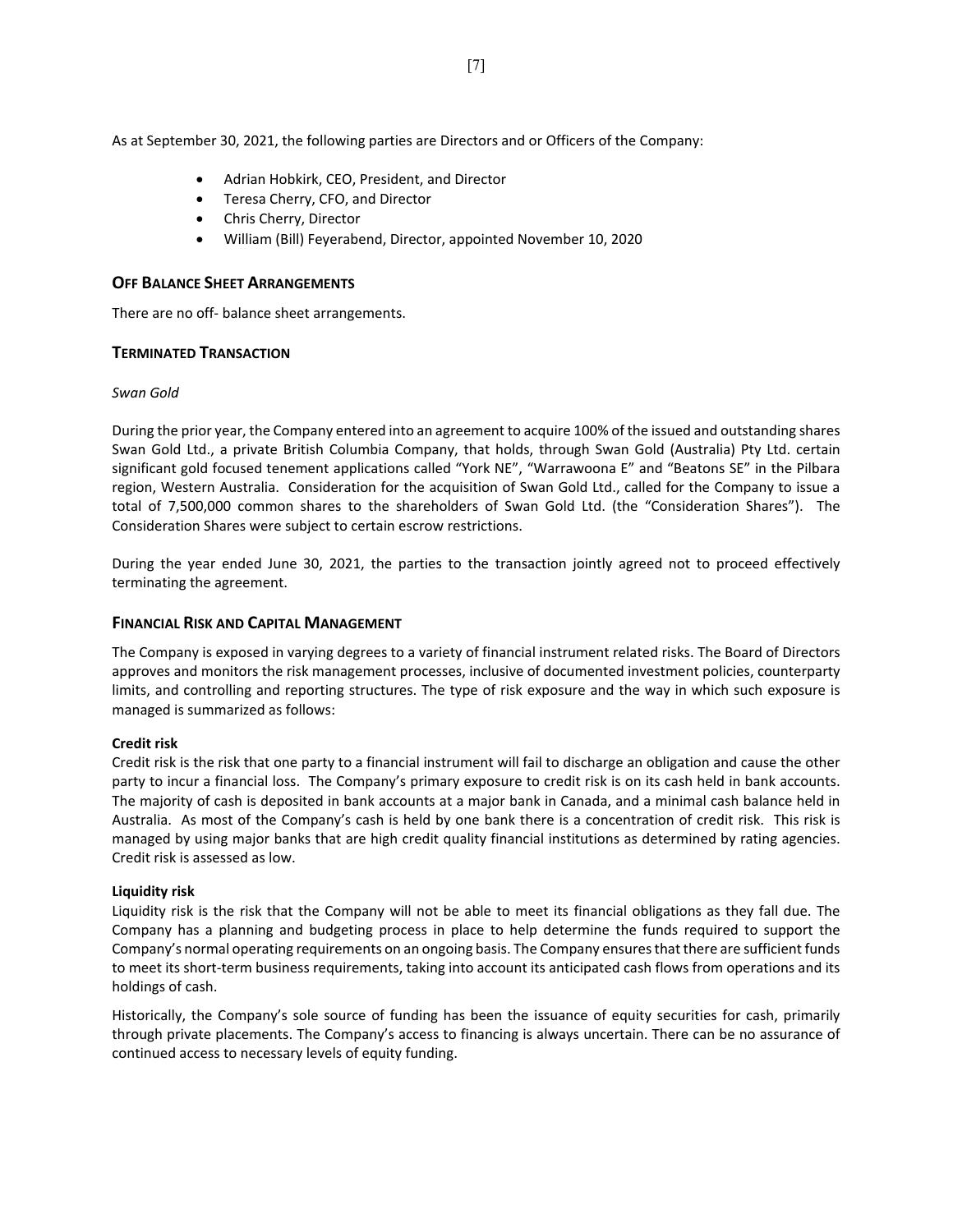As at September 30, 2021, the following parties are Directors and or Officers of the Company:

- Adrian Hobkirk, CEO, President, and Director
- Teresa Cherry, CFO, and Director
- Chris Cherry, Director
- William (Bill) Feyerabend, Director, appointed November 10, 2020

## OFF BALANCE SHEET ARRANGEMENTS

There are no off- balance sheet arrangements.

## TERMINATED TRANSACTION

*Swan Gold*

During the prior year, the Company entered into an agreement to acquire 100% of the issued and outstanding shares Swan Gold Ltd., a private British Columbia Company, that holds, through Swan Gold (Australia) Pty Ltd. certain significant gold focused tenement applications called "York NE", "Warrawoona E" and "Beatons SE" in the Pilbara region, Western Australia. Consideration for the acquisition of Swan Gold Ltd., called for the Company to issue a total of 7,500,000 common shares to the shareholders of Swan Gold Ltd. (the "Consideration Shares"). The Consideration Shares were subject to certain escrow restrictions.

During the year ended June 30, 2021, the parties to the transaction jointly agreed not to proceed effectively terminating the agreement.

## FINANCIAL RISK AND CAPITAL MANAGEMENT

The Company is exposed in varying degrees to a variety of financial instrument related risks. The Board of Directors approves and monitors the risk management processes, inclusive of documented investment policies, counterparty limits, and controlling and reporting structures. The type of risk exposure and the way in which such exposure is managed is summarized as follows:

**Credit risk**

Credit risk is the risk that one party to a financial instrument will fail to discharge an obligation and cause the other party to incur a financial loss. The Company's primary exposure to credit risk is on its cash held in bank accounts. The majority of cash is deposited in bank accounts at a major bank in Canada, and a minimal cash balance held in Australia. As most of the Company's cash is held by one bank there is a concentration of credit risk. This risk is managed by using major banks that are high credit quality financial institutions as determined by rating agencies. Credit risk is assessed as low.

**Liquidity risk**

Liquidity risk is the risk that the Company will not be able to meet its financial obligations as they fall due. The Company has a planning and budgeting process in place to help determine the funds required to support the Company's normal operating requirements on an ongoing basis. The Company ensures that there are sufficient funds to meet its short-term business requirements, taking into account its anticipated cash flows from operations and its holdings of cash.

Historically, the Company's sole source of funding has been the issuance of equity securities for cash, primarily through private placements. The Company's access to financing is always uncertain. There can be no assurance of continued access to necessary levels of equity funding.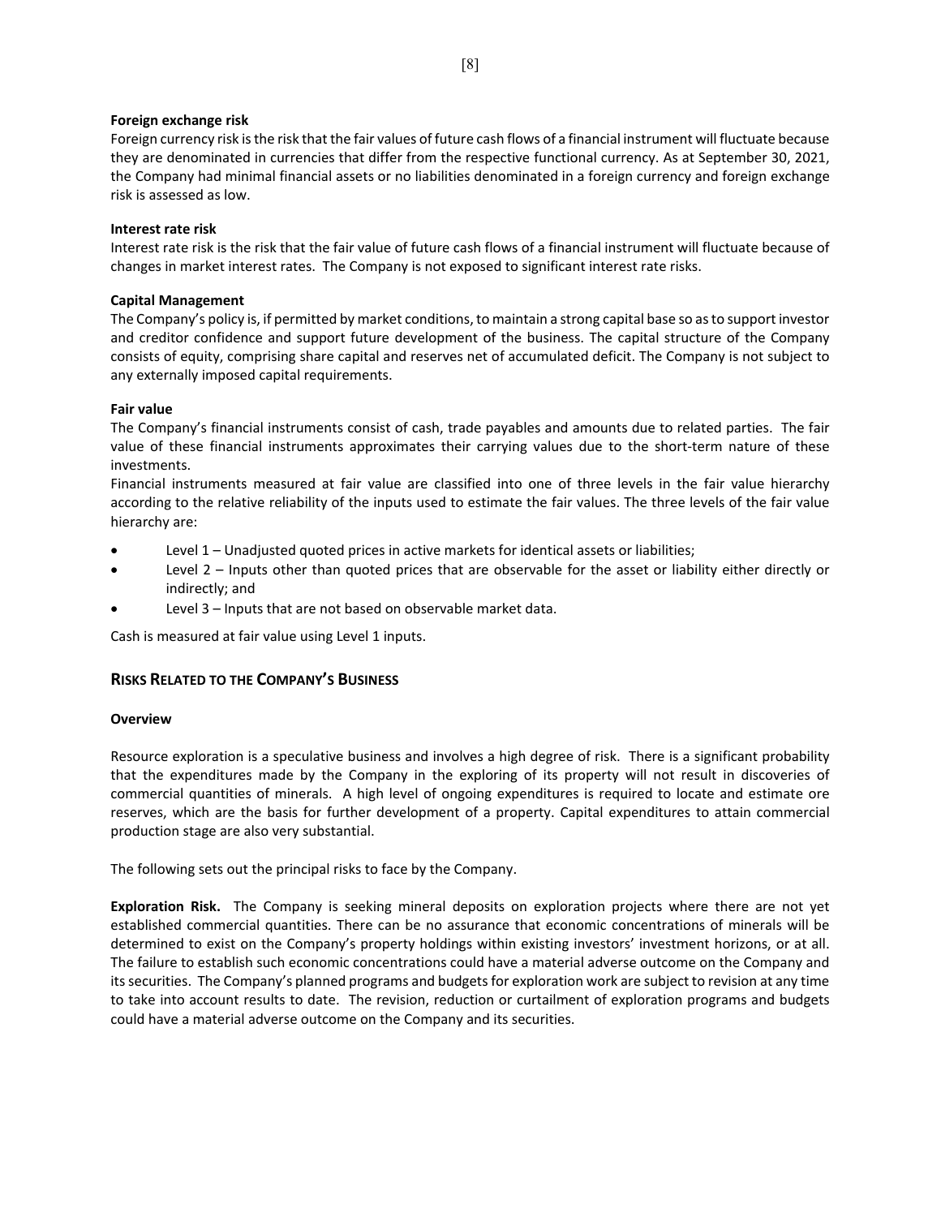**Foreign exchange risk**

Foreign currency risk is the risk that the fair values of future cash flows of a financial instrument will fluctuate because they are denominated in currencies that differ from the respective functional currency. As at September 30, 2021, the Company had minimal financial assets or no liabilities denominated in a foreign currency and foreign exchange risk is assessed as low.

**Interest rate risk**

Interest rate risk is the risk that the fair value of future cash flows of a financial instrument will fluctuate because of changes in market interest rates. The Company is not exposed to significant interest rate risks.

**Capital Management**

The Company's policy is, if permitted by market conditions, to maintain a strong capital base so as to support investor and creditor confidence and support future development of the business. The capital structure of the Company consists of equity, comprising share capital and reserves net of accumulated deficit. The Company is not subject to any externally imposed capital requirements.

**Fair value**

The Company's financial instruments consist of cash, trade payables and amounts due to related parties. The fair value of these financial instruments approximates their carrying values due to the short-term nature of these investments.

Financial instruments measured at fair value are classified into one of three levels in the fair value hierarchy according to the relative reliability of the inputs used to estimate the fair values. The three levels of the fair value hierarchy are:

- Level 1 – Unadjusted quoted prices in active markets for identical assets or liabilities;
- Level 2 – Inputs other than quoted prices that are observable for the asset or liability either directly or indirectly; and
- Level 3 – Inputs that are not based on observable market data.

Cash is measured at fair value using Level 1 inputs.

## RISKS RELATED TO THE COMPANY'S BUSINESS

**Overview**

Resource exploration is a speculative business and involves a high degree of risk. There is a significant probability that the expenditures made by the Company in the exploring of its property will not result in discoveries of commercial quantities of minerals. A high level of ongoing expenditures is required to locate and estimate ore reserves, which are the basis for further development of a property. Capital expenditures to attain commercial production stage are also very substantial.

The following sets out the principal risks to face by the Company.

**Exploration Risk.** The Company is seeking mineral deposits on exploration projects where there are not yet established commercial quantities. There can be no assurance that economic concentrations of minerals will be determined to exist on the Company's property holdings within existing investors' investment horizons, or at all. The failure to establish such economic concentrations could have a material adverse outcome on the Company and its securities. The Company's planned programs and budgets for exploration work are subject to revision at any time to take into account results to date. The revision, reduction or curtailment of exploration programs and budgets could have a material adverse outcome on the Company and its securities.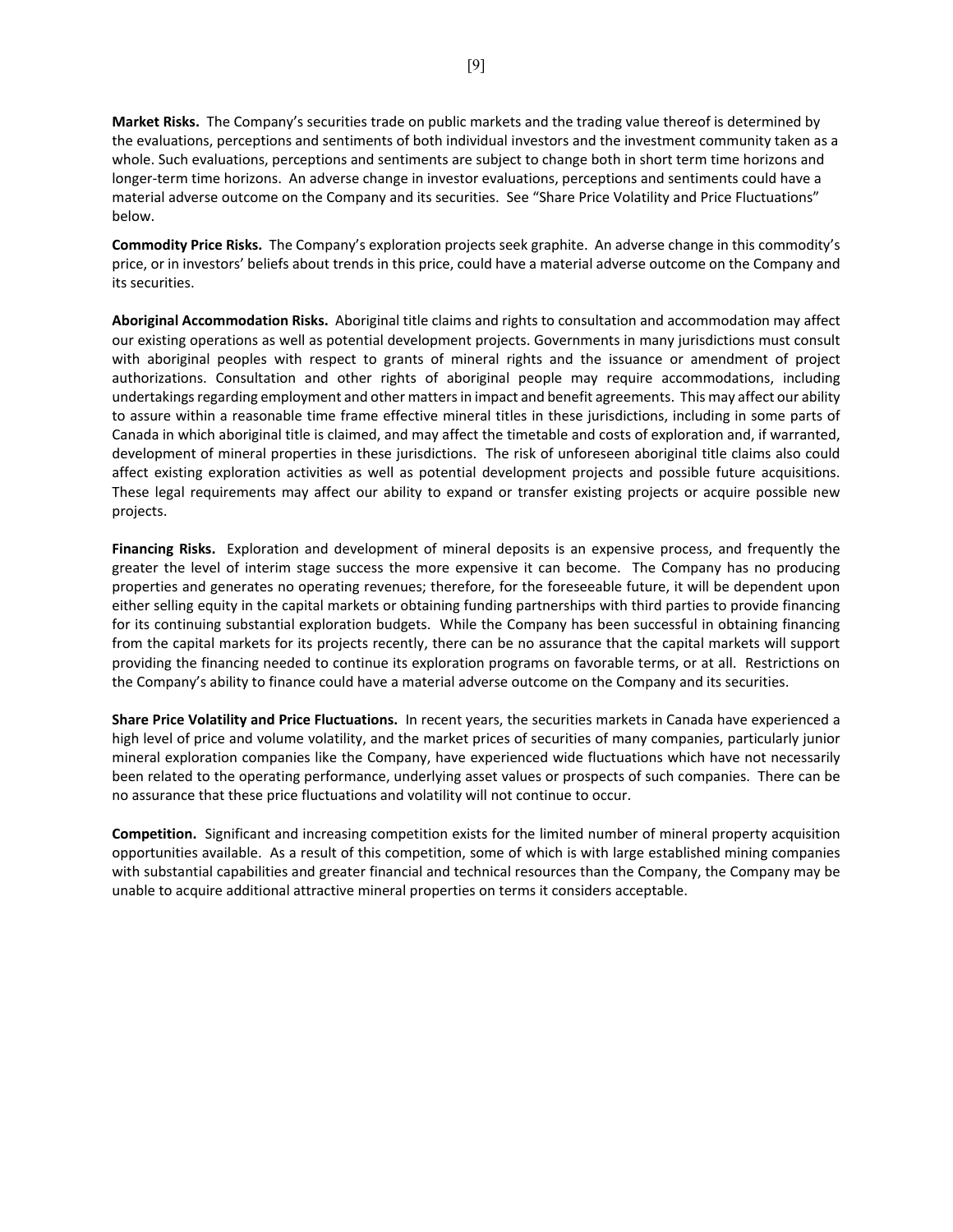**Market Risks.** The Company's securities trade on public markets and the trading value thereof is determined by the evaluations, perceptions and sentiments of both individual investors and the investment community taken as a whole. Such evaluations, perceptions and sentiments are subject to change both in short term time horizons and longer-term time horizons. An adverse change in investor evaluations, perceptions and sentiments could have a material adverse outcome on the Company and its securities. See "Share Price Volatility and Price Fluctuations" below.

**Commodity Price Risks.** The Company's exploration projects seek graphite. An adverse change in this commodity's price, or in investors' beliefs about trends in this price, could have a material adverse outcome on the Company and its securities.

**Aboriginal Accommodation Risks.** Aboriginal title claims and rights to consultation and accommodation may affect our existing operations as well as potential development projects. Governments in many jurisdictions must consult with aboriginal peoples with respect to grants of mineral rights and the issuance or amendment of project authorizations. Consultation and other rights of aboriginal people may require accommodations, including undertakings regarding employment and other matters in impact and benefit agreements. This may affect our ability to assure within a reasonable time frame effective mineral titles in these jurisdictions, including in some parts of Canada in which aboriginal title is claimed, and may affect the timetable and costs of exploration and, if warranted, development of mineral properties in these jurisdictions. The risk of unforeseen aboriginal title claims also could affect existing exploration activities as well as potential development projects and possible future acquisitions. These legal requirements may affect our ability to expand or transfer existing projects or acquire possible new projects.

**Financing Risks.** Exploration and development of mineral deposits is an expensive process, and frequently the greater the level of interim stage success the more expensive it can become. The Company has no producing properties and generates no operating revenues; therefore, for the foreseeable future, it will be dependent upon either selling equity in the capital markets or obtaining funding partnerships with third parties to provide financing for its continuing substantial exploration budgets. While the Company has been successful in obtaining financing from the capital markets for its projects recently, there can be no assurance that the capital markets will support providing the financing needed to continue its exploration programs on favorable terms, or at all. Restrictions on the Company's ability to finance could have a material adverse outcome on the Company and its securities.

**Share Price Volatility and Price Fluctuations.** In recent years, the securities markets in Canada have experienced a high level of price and volume volatility, and the market prices of securities of many companies, particularly junior mineral exploration companies like the Company, have experienced wide fluctuations which have not necessarily been related to the operating performance, underlying asset values or prospects of such companies. There can be no assurance that these price fluctuations and volatility will not continue to occur.

**Competition.** Significant and increasing competition exists for the limited number of mineral property acquisition opportunities available. As a result of this competition, some of which is with large established mining companies with substantial capabilities and greater financial and technical resources than the Company, the Company may be unable to acquire additional attractive mineral properties on terms it considers acceptable.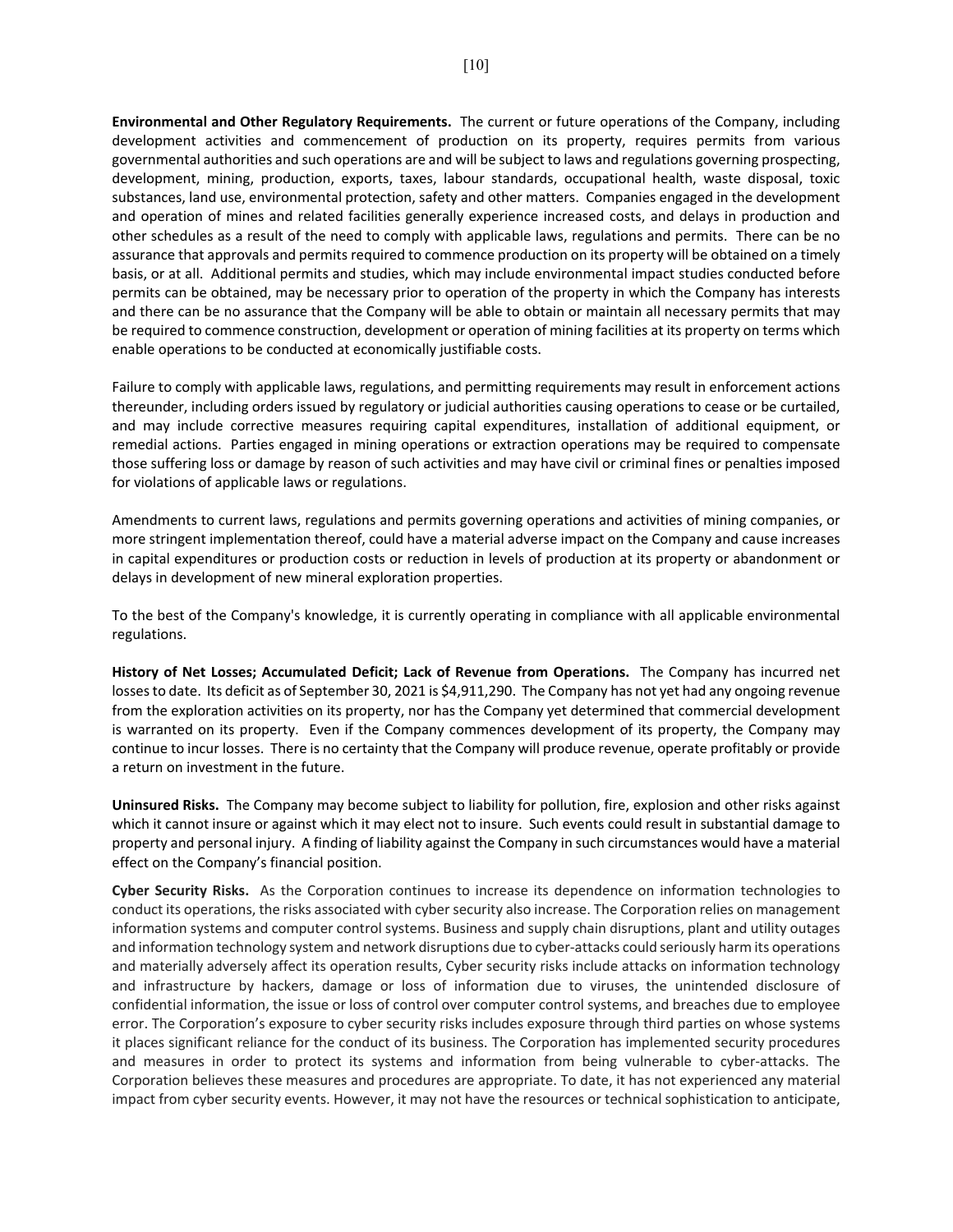**Environmental and Other Regulatory Requirements.** The current or future operations of the Company, including development activities and commencement of production on its property, requires permits from various governmental authorities and such operations are and will be subject to laws and regulations governing prospecting, development, mining, production, exports, taxes, labour standards, occupational health, waste disposal, toxic substances, land use, environmental protection, safety and other matters. Companies engaged in the development and operation of mines and related facilities generally experience increased costs, and delays in production and other schedules as a result of the need to comply with applicable laws, regulations and permits. There can be no assurance that approvals and permits required to commence production on its property will be obtained on a timely basis, or at all. Additional permits and studies, which may include environmental impact studies conducted before permits can be obtained, may be necessary prior to operation of the property in which the Company has interests and there can be no assurance that the Company will be able to obtain or maintain all necessary permits that may be required to commence construction, development or operation of mining facilities at its property on terms which enable operations to be conducted at economically justifiable costs.

Failure to comply with applicable laws, regulations, and permitting requirements may result in enforcement actions thereunder, including orders issued by regulatory or judicial authorities causing operations to cease or be curtailed, and may include corrective measures requiring capital expenditures, installation of additional equipment, or remedial actions. Parties engaged in mining operations or extraction operations may be required to compensate those suffering loss or damage by reason of such activities and may have civil or criminal fines or penalties imposed for violations of applicable laws or regulations.

Amendments to current laws, regulations and permits governing operations and activities of mining companies, or more stringent implementation thereof, could have a material adverse impact on the Company and cause increases in capital expenditures or production costs or reduction in levels of production at its property or abandonment or delays in development of new mineral exploration properties.

To the best of the Company's knowledge, it is currently operating in compliance with all applicable environmental regulations.

**History of Net Losses; Accumulated Deficit; Lack of Revenue from Operations.** The Company has incurred net losses to date. Its deficit as of September 30, 2021 is $4,911,290. The Company has not yet had any ongoing revenue from the exploration activities on its property, nor has the Company yet determined that commercial development is warranted on its property. Even if the Company commences development of its property, the Company may continue to incur losses. There is no certainty that the Company will produce revenue, operate profitably or provide a return on investment in the future.

**Uninsured Risks.** The Company may become subject to liability for pollution, fire, explosion and other risks against which it cannot insure or against which it may elect not to insure. Such events could result in substantial damage to property and personal injury. A finding of liability against the Company in such circumstances would have a material effect on the Company's financial position.

**Cyber Security Risks.** As the Corporation continues to increase its dependence on information technologies to conduct its operations, the risks associated with cyber security also increase. The Corporation relies on management information systems and computer control systems. Business and supply chain disruptions, plant and utility outages and information technology system and network disruptions due to cyber-attacks could seriously harm its operations and materially adversely affect its operation results, Cyber security risks include attacks on information technology and infrastructure by hackers, damage or loss of information due to viruses, the unintended disclosure of confidential information, the issue or loss of control over computer control systems, and breaches due to employee error. The Corporation's exposure to cyber security risks includes exposure through third parties on whose systems it places significant reliance for the conduct of its business. The Corporation has implemented security procedures and measures in order to protect its systems and information from being vulnerable to cyber-attacks. The Corporation believes these measures and procedures are appropriate. To date, it has not experienced any material impact from cyber security events. However, it may not have the resources or technical sophistication to anticipate,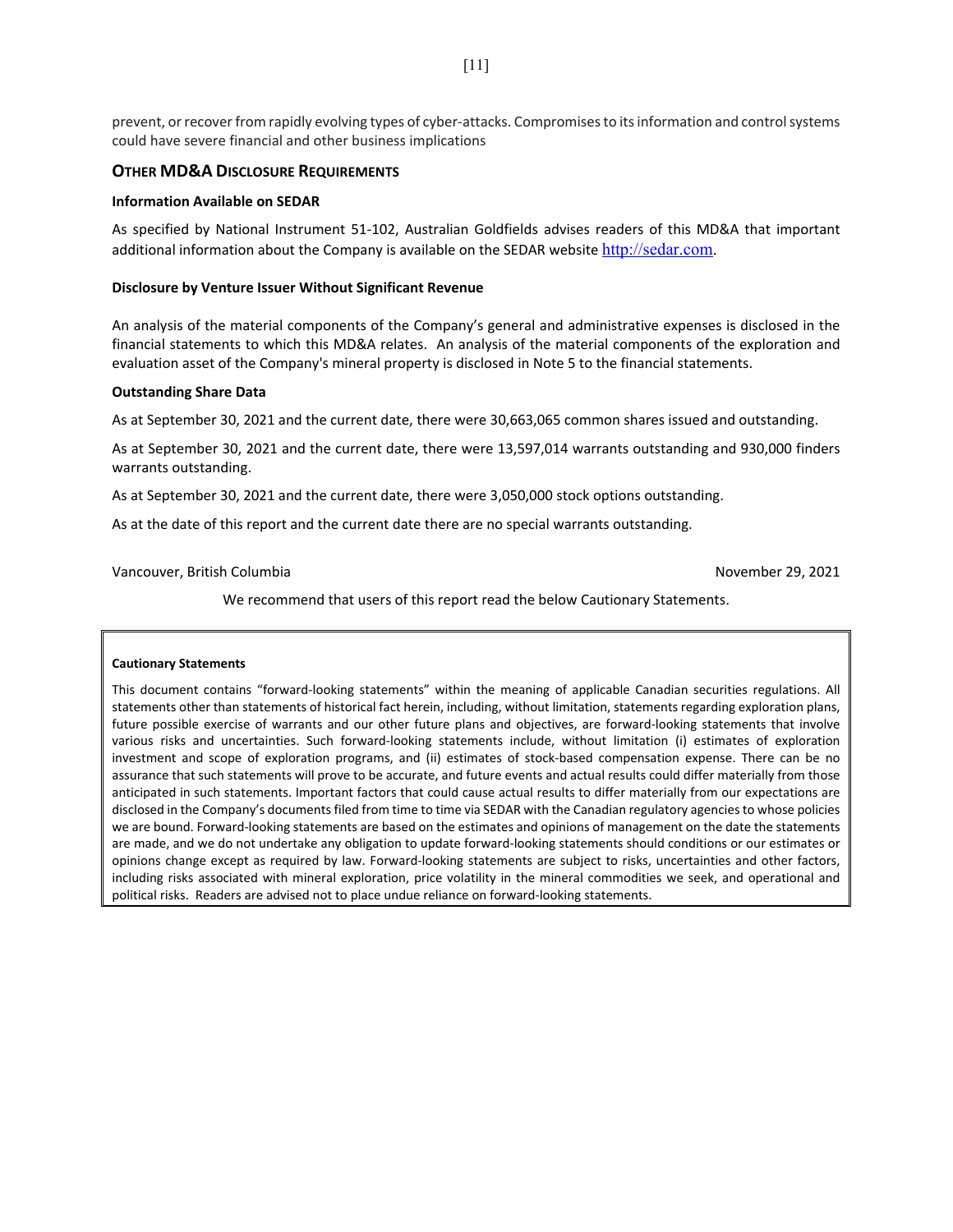prevent, or recover from rapidly evolving types of cyber-attacks. Compromises to its information and control systems could have severe financial and other business implications

## OTHER MD&A DISCLOSURE REQUIREMENTS

### Information Available on SEDAR

As specified by National Instrument 51-102, Australian Goldfields advises readers of this MD&A that important additional information about the Company is available on the SEDAR website http://sedar.com.

### Disclosure by Venture Issuer Without Significant Revenue

An analysis of the material components of the Company's general and administrative expenses is disclosed in the financial statements to which this MD&A relates. An analysis of the material components of the exploration and evaluation asset of the Company's mineral property is disclosed in Note 5 to the financial statements.

### Outstanding Share Data

As at September 30, 2021 and the current date, there were 30,663,065 common shares issued and outstanding.

As at September 30, 2021 and the current date, there were 13,597,014 warrants outstanding and 930,000 finders warrants outstanding.

As at September 30, 2021 and the current date, there were 3,050,000 stock options outstanding.

As at the date of this report and the current date there are no special warrants outstanding.

Vancouver, British Columbia

November 29, 2021

We recommend that users of this report read the below Cautionary Statements.

**Cautionary Statements**

This document contains "forward-looking statements" within the meaning of applicable Canadian securities regulations. All statements other than statements of historical fact herein, including, without limitation, statements regarding exploration plans, future possible exercise of warrants and our other future plans and objectives, are forward-looking statements that involve various risks and uncertainties. Such forward-looking statements include, without limitation (i) estimates of exploration investment and scope of exploration programs, and (ii) estimates of stock-based compensation expense. There can be no assurance that such statements will prove to be accurate, and future events and actual results could differ materially from those anticipated in such statements. Important factors that could cause actual results to differ materially from our expectations are disclosed in the Company's documents filed from time to time via SEDAR with the Canadian regulatory agencies to whose policies we are bound. Forward-looking statements are based on the estimates and opinions of management on the date the statements are made, and we do not undertake any obligation to update forward-looking statements should conditions or our estimates or opinions change except as required by law. Forward-looking statements are subject to risks, uncertainties and other factors, including risks associated with mineral exploration, price volatility in the mineral commodities we seek, and operational and political risks. Readers are advised not to place undue reliance on forward-looking statements.